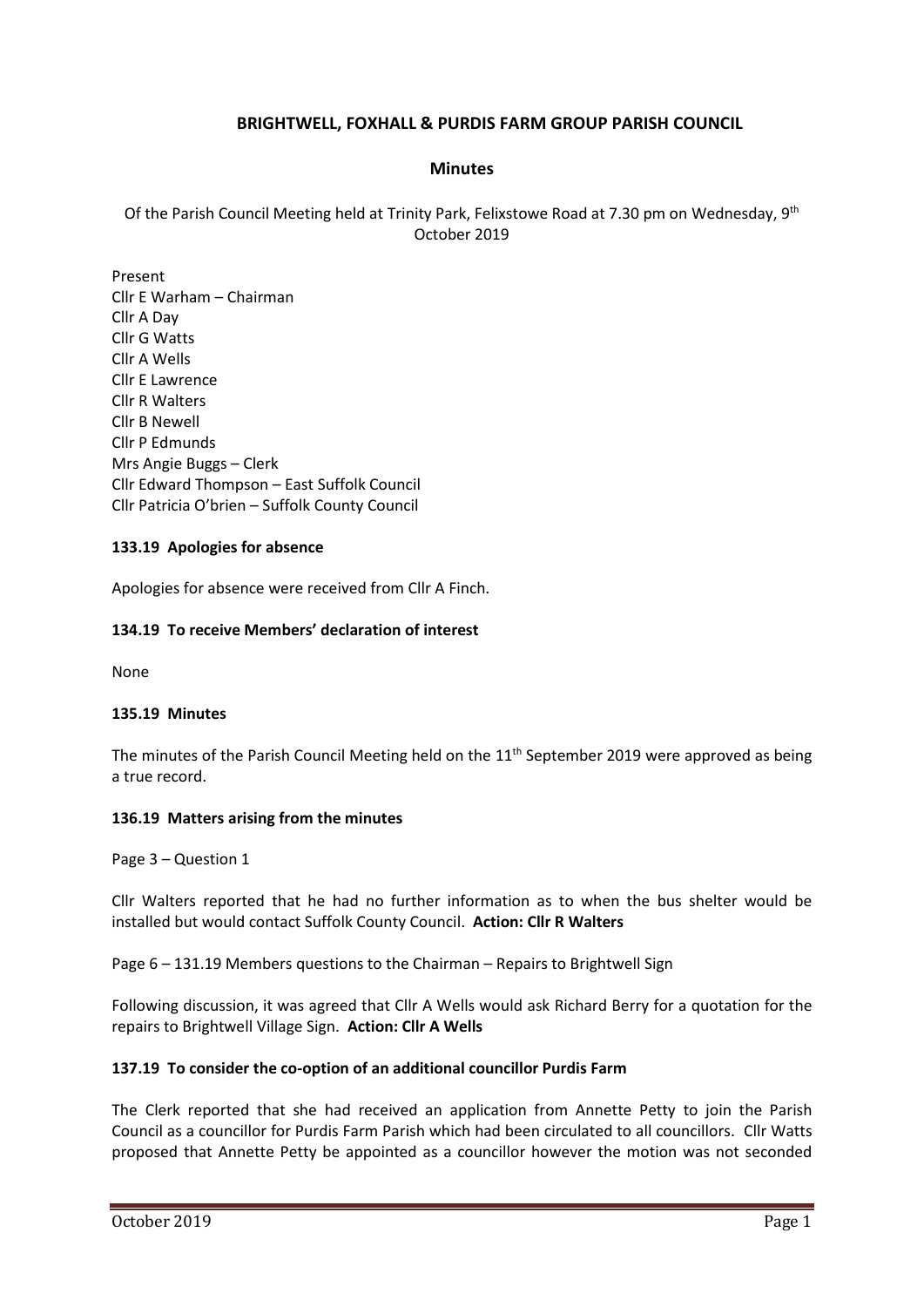## BRIGHTWELL, FOXHALL & PURDIS FARM GROUP PARISH COUNCIL

### Minutes

Of the Parish Council Meeting held at Trinity Park, Felixstowe Road at 7.30 pm on Wednesday, 9th October 2019

Present
Cllr E Warham – Chairman
Cllr A Day
Cllr G Watts
Cllr A Wells
Cllr E Lawrence
Cllr R Walters
Cllr B Newell
Cllr P Edmunds
Mrs Angie Buggs – Clerk
Cllr Edward Thompson – East Suffolk Council
Cllr Patricia O'brien – Suffolk County Council

**133.19 Apologies for absence**

Apologies for absence were received from Cllr A Finch.

**134.19 To receive Members' declaration of interest**

None

**135.19 Minutes**

The minutes of the Parish Council Meeting held on the 11th September 2019 were approved as being a true record.

**136.19 Matters arising from the minutes**

Page 3 – Question 1

Cllr Walters reported that he had no further information as to when the bus shelter would be installed but would contact Suffolk County Council. **Action: Cllr R Walters**

Page 6 – 131.19 Members questions to the Chairman – Repairs to Brightwell Sign

Following discussion, it was agreed that Cllr A Wells would ask Richard Berry for a quotation for the repairs to Brightwell Village Sign. **Action: Cllr A Wells**

**137.19 To consider the co-option of an additional councillor Purdis Farm**

The Clerk reported that she had received an application from Annette Petty to join the Parish Council as a councillor for Purdis Farm Parish which had been circulated to all councillors. Cllr Watts proposed that Annette Petty be appointed as a councillor however the motion was not seconded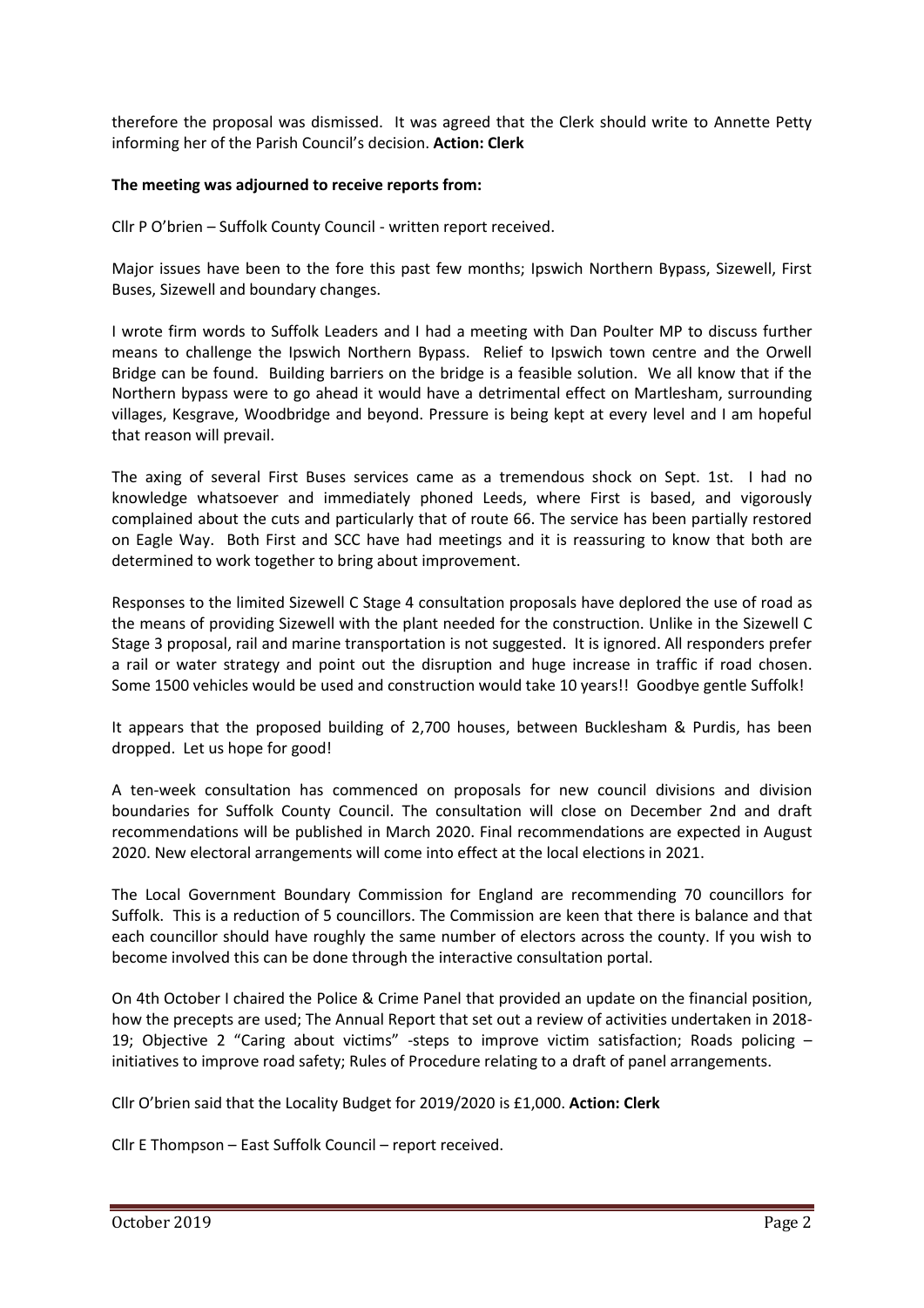therefore the proposal was dismissed. It was agreed that the Clerk should write to Annette Petty informing her of the Parish Council's decision. **Action: Clerk**

**The meeting was adjourned to receive reports from:**

Cllr P O'brien – Suffolk County Council - written report received.

Major issues have been to the fore this past few months; Ipswich Northern Bypass, Sizewell, First Buses, Sizewell and boundary changes.

I wrote firm words to Suffolk Leaders and I had a meeting with Dan Poulter MP to discuss further means to challenge the Ipswich Northern Bypass. Relief to Ipswich town centre and the Orwell Bridge can be found. Building barriers on the bridge is a feasible solution. We all know that if the Northern bypass were to go ahead it would have a detrimental effect on Martlesham, surrounding villages, Kesgrave, Woodbridge and beyond. Pressure is being kept at every level and I am hopeful that reason will prevail.

The axing of several First Buses services came as a tremendous shock on Sept. 1st. I had no knowledge whatsoever and immediately phoned Leeds, where First is based, and vigorously complained about the cuts and particularly that of route 66. The service has been partially restored on Eagle Way. Both First and SCC have had meetings and it is reassuring to know that both are determined to work together to bring about improvement.

Responses to the limited Sizewell C Stage 4 consultation proposals have deplored the use of road as the means of providing Sizewell with the plant needed for the construction. Unlike in the Sizewell C Stage 3 proposal, rail and marine transportation is not suggested. It is ignored. All responders prefer a rail or water strategy and point out the disruption and huge increase in traffic if road chosen. Some 1500 vehicles would be used and construction would take 10 years!! Goodbye gentle Suffolk!

It appears that the proposed building of 2,700 houses, between Bucklesham & Purdis, has been dropped. Let us hope for good!

A ten-week consultation has commenced on proposals for new council divisions and division boundaries for Suffolk County Council. The consultation will close on December 2nd and draft recommendations will be published in March 2020. Final recommendations are expected in August 2020. New electoral arrangements will come into effect at the local elections in 2021.

The Local Government Boundary Commission for England are recommending 70 councillors for Suffolk. This is a reduction of 5 councillors. The Commission are keen that there is balance and that each councillor should have roughly the same number of electors across the county. If you wish to become involved this can be done through the interactive consultation portal.

On 4th October I chaired the Police & Crime Panel that provided an update on the financial position, how the precepts are used; The Annual Report that set out a review of activities undertaken in 2018-19; Objective 2 "Caring about victims" -steps to improve victim satisfaction; Roads policing – initiatives to improve road safety; Rules of Procedure relating to a draft of panel arrangements.

Cllr O'brien said that the Locality Budget for 2019/2020 is £1,000. **Action: Clerk**

Cllr E Thompson – East Suffolk Council – report received.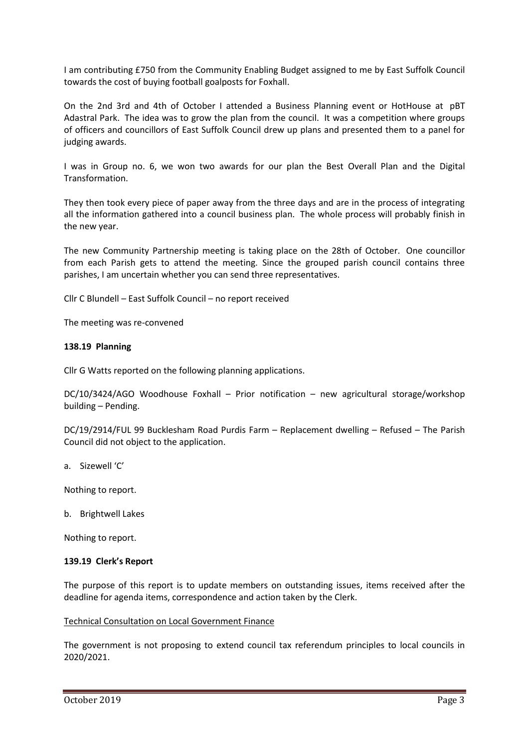I am contributing £750 from the Community Enabling Budget assigned to me by East Suffolk Council towards the cost of buying football goalposts for Foxhall.

On the 2nd 3rd and 4th of October I attended a Business Planning event or HotHouse at pBT Adastral Park. The idea was to grow the plan from the council. It was a competition where groups of officers and councillors of East Suffolk Council drew up plans and presented them to a panel for judging awards.

I was in Group no. 6, we won two awards for our plan the Best Overall Plan and the Digital Transformation.

They then took every piece of paper away from the three days and are in the process of integrating all the information gathered into a council business plan. The whole process will probably finish in the new year.

The new Community Partnership meeting is taking place on the 28th of October. One councillor from each Parish gets to attend the meeting. Since the grouped parish council contains three parishes, I am uncertain whether you can send three representatives.

Cllr C Blundell – East Suffolk Council – no report received

The meeting was re-convened

**138.19 Planning**

Cllr G Watts reported on the following planning applications.

DC/10/3424/AGO Woodhouse Foxhall – Prior notification – new agricultural storage/workshop building – Pending.

DC/19/2914/FUL 99 Bucklesham Road Purdis Farm – Replacement dwelling – Refused – The Parish Council did not object to the application.

a. Sizewell 'C'

Nothing to report.

b. Brightwell Lakes

Nothing to report.

**139.19 Clerk's Report**

The purpose of this report is to update members on outstanding issues, items received after the deadline for agenda items, correspondence and action taken by the Clerk.

<u>Technical Consultation on Local Government Finance</u>

The government is not proposing to extend council tax referendum principles to local councils in 2020/2021.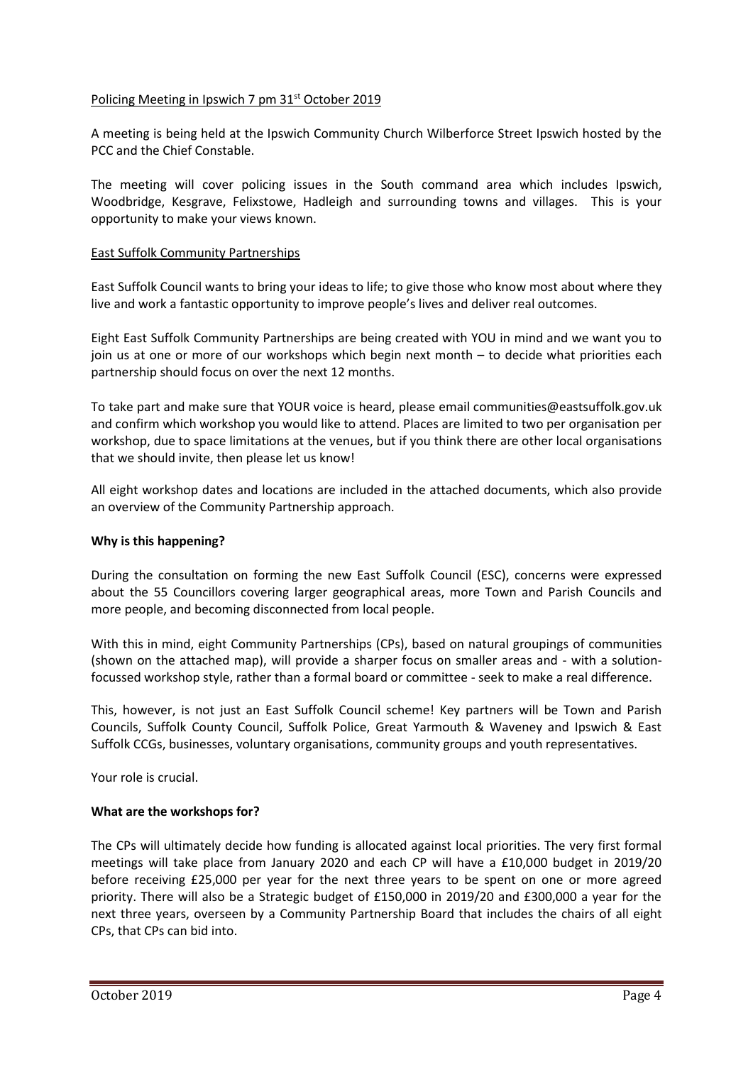## Policing Meeting in Ipswich 7 pm 31st October 2019

A meeting is being held at the Ipswich Community Church Wilberforce Street Ipswich hosted by the PCC and the Chief Constable.

The meeting will cover policing issues in the South command area which includes Ipswich, Woodbridge, Kesgrave, Felixstowe, Hadleigh and surrounding towns and villages. This is your opportunity to make your views known.

## East Suffolk Community Partnerships

East Suffolk Council wants to bring your ideas to life; to give those who know most about where they live and work a fantastic opportunity to improve people's lives and deliver real outcomes.

Eight East Suffolk Community Partnerships are being created with YOU in mind and we want you to join us at one or more of our workshops which begin next month – to decide what priorities each partnership should focus on over the next 12 months.

To take part and make sure that YOUR voice is heard, please email communities@eastsuffolk.gov.uk and confirm which workshop you would like to attend. Places are limited to two per organisation per workshop, due to space limitations at the venues, but if you think there are other local organisations that we should invite, then please let us know!

All eight workshop dates and locations are included in the attached documents, which also provide an overview of the Community Partnership approach.

### Why is this happening?

During the consultation on forming the new East Suffolk Council (ESC), concerns were expressed about the 55 Councillors covering larger geographical areas, more Town and Parish Councils and more people, and becoming disconnected from local people.

With this in mind, eight Community Partnerships (CPs), based on natural groupings of communities (shown on the attached map), will provide a sharper focus on smaller areas and - with a solution-focussed workshop style, rather than a formal board or committee - seek to make a real difference.

This, however, is not just an East Suffolk Council scheme! Key partners will be Town and Parish Councils, Suffolk County Council, Suffolk Police, Great Yarmouth & Waveney and Ipswich & East Suffolk CCGs, businesses, voluntary organisations, community groups and youth representatives.

Your role is crucial.

### What are the workshops for?

The CPs will ultimately decide how funding is allocated against local priorities. The very first formal meetings will take place from January 2020 and each CP will have a £10,000 budget in 2019/20 before receiving £25,000 per year for the next three years to be spent on one or more agreed priority. There will also be a Strategic budget of £150,000 in 2019/20 and £300,000 a year for the next three years, overseen by a Community Partnership Board that includes the chairs of all eight CPs, that CPs can bid into.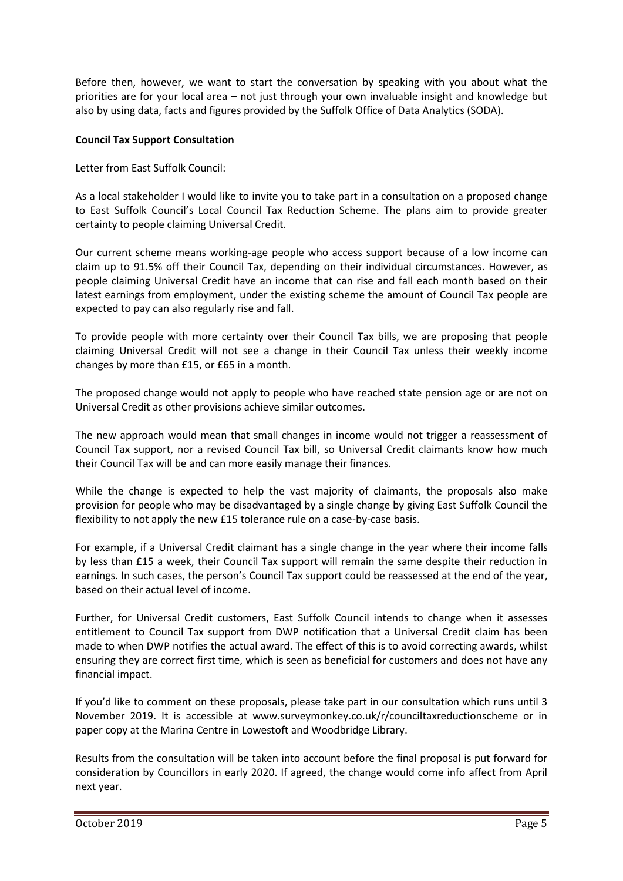Before then, however, we want to start the conversation by speaking with you about what the priorities are for your local area – not just through your own invaluable insight and knowledge but also by using data, facts and figures provided by the Suffolk Office of Data Analytics (SODA).

**Council Tax Support Consultation**

Letter from East Suffolk Council:

As a local stakeholder I would like to invite you to take part in a consultation on a proposed change to East Suffolk Council's Local Council Tax Reduction Scheme. The plans aim to provide greater certainty to people claiming Universal Credit.

Our current scheme means working-age people who access support because of a low income can claim up to 91.5% off their Council Tax, depending on their individual circumstances. However, as people claiming Universal Credit have an income that can rise and fall each month based on their latest earnings from employment, under the existing scheme the amount of Council Tax people are expected to pay can also regularly rise and fall.

To provide people with more certainty over their Council Tax bills, we are proposing that people claiming Universal Credit will not see a change in their Council Tax unless their weekly income changes by more than £15, or £65 in a month.

The proposed change would not apply to people who have reached state pension age or are not on Universal Credit as other provisions achieve similar outcomes.

The new approach would mean that small changes in income would not trigger a reassessment of Council Tax support, nor a revised Council Tax bill, so Universal Credit claimants know how much their Council Tax will be and can more easily manage their finances.

While the change is expected to help the vast majority of claimants, the proposals also make provision for people who may be disadvantaged by a single change by giving East Suffolk Council the flexibility to not apply the new £15 tolerance rule on a case-by-case basis.

For example, if a Universal Credit claimant has a single change in the year where their income falls by less than £15 a week, their Council Tax support will remain the same despite their reduction in earnings. In such cases, the person's Council Tax support could be reassessed at the end of the year, based on their actual level of income.

Further, for Universal Credit customers, East Suffolk Council intends to change when it assesses entitlement to Council Tax support from DWP notification that a Universal Credit claim has been made to when DWP notifies the actual award. The effect of this is to avoid correcting awards, whilst ensuring they are correct first time, which is seen as beneficial for customers and does not have any financial impact.

If you'd like to comment on these proposals, please take part in our consultation which runs until 3 November 2019. It is accessible at www.surveymonkey.co.uk/r/counciltaxreductionscheme or in paper copy at the Marina Centre in Lowestoft and Woodbridge Library.

Results from the consultation will be taken into account before the final proposal is put forward for consideration by Councillors in early 2020. If agreed, the change would come info affect from April next year.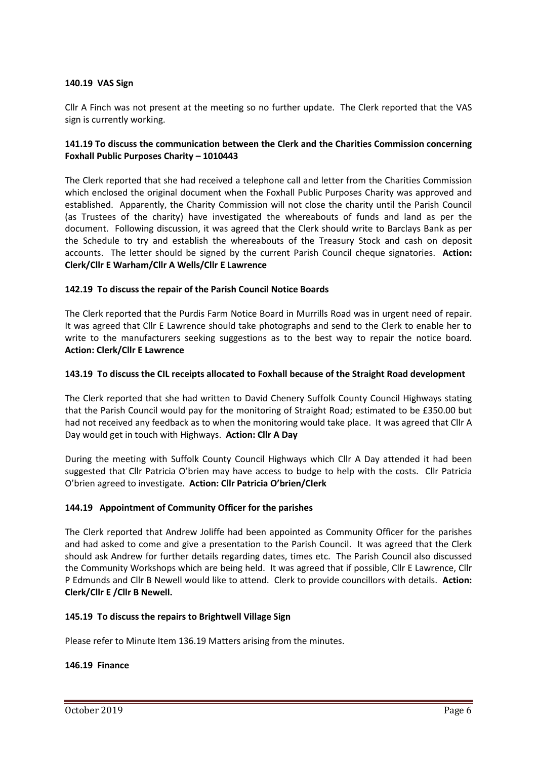**140.19 VAS Sign**

Cllr A Finch was not present at the meeting so no further update. The Clerk reported that the VAS sign is currently working.

**141.19 To discuss the communication between the Clerk and the Charities Commission concerning Foxhall Public Purposes Charity – 1010443**

The Clerk reported that she had received a telephone call and letter from the Charities Commission which enclosed the original document when the Foxhall Public Purposes Charity was approved and established. Apparently, the Charity Commission will not close the charity until the Parish Council (as Trustees of the charity) have investigated the whereabouts of funds and land as per the document. Following discussion, it was agreed that the Clerk should write to Barclays Bank as per the Schedule to try and establish the whereabouts of the Treasury Stock and cash on deposit accounts. The letter should be signed by the current Parish Council cheque signatories. **Action: Clerk/Cllr E Warham/Cllr A Wells/Cllr E Lawrence**

**142.19 To discuss the repair of the Parish Council Notice Boards**

The Clerk reported that the Purdis Farm Notice Board in Murrills Road was in urgent need of repair. It was agreed that Cllr E Lawrence should take photographs and send to the Clerk to enable her to write to the manufacturers seeking suggestions as to the best way to repair the notice board. **Action: Clerk/Cllr E Lawrence**

**143.19 To discuss the CIL receipts allocated to Foxhall because of the Straight Road development**

The Clerk reported that she had written to David Chenery Suffolk County Council Highways stating that the Parish Council would pay for the monitoring of Straight Road; estimated to be £350.00 but had not received any feedback as to when the monitoring would take place. It was agreed that Cllr A Day would get in touch with Highways. **Action: Cllr A Day**

During the meeting with Suffolk County Council Highways which Cllr A Day attended it had been suggested that Cllr Patricia O'brien may have access to budge to help with the costs. Cllr Patricia O'brien agreed to investigate. **Action: Cllr Patricia O'brien/Clerk**

**144.19 Appointment of Community Officer for the parishes**

The Clerk reported that Andrew Joliffe had been appointed as Community Officer for the parishes and had asked to come and give a presentation to the Parish Council. It was agreed that the Clerk should ask Andrew for further details regarding dates, times etc. The Parish Council also discussed the Community Workshops which are being held. It was agreed that if possible, Cllr E Lawrence, Cllr P Edmunds and Cllr B Newell would like to attend. Clerk to provide councillors with details. **Action: Clerk/Cllr E /Cllr B Newell.**

**145.19 To discuss the repairs to Brightwell Village Sign**

Please refer to Minute Item 136.19 Matters arising from the minutes.

**146.19 Finance**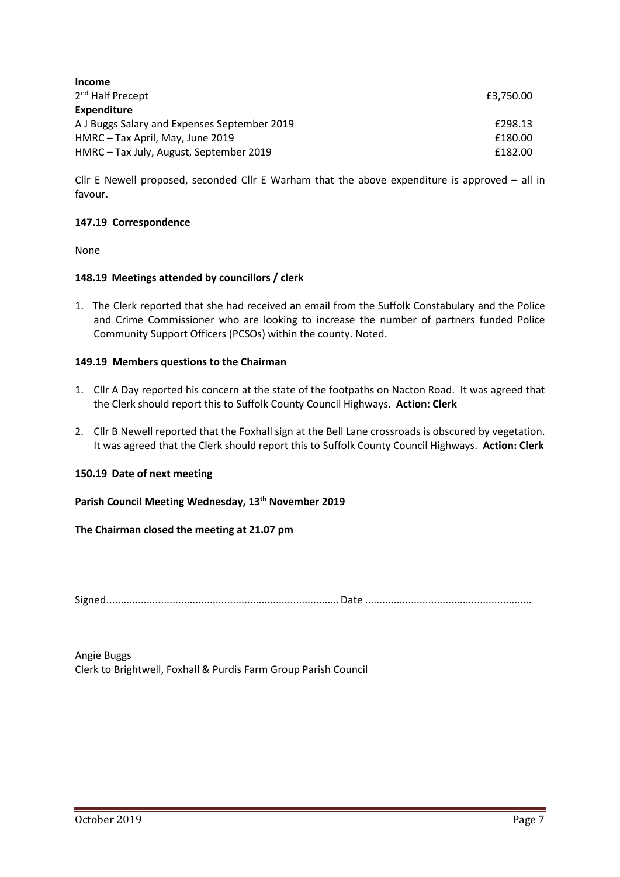| | |
|---|---|
| **Income** | |
| 2nd Half Precept | £3,750.00 |
| **Expenditure** | |
| A J Buggs Salary and Expenses September 2019 | £298.13 |
| HMRC – Tax April, May, June 2019 | £180.00 |
| HMRC – Tax July, August, September 2019 | £182.00 |

Cllr E Newell proposed, seconded Cllr E Warham that the above expenditure is approved – all in favour.

**147.19 Correspondence**

None

**148.19 Meetings attended by councillors / clerk**

1. The Clerk reported that she had received an email from the Suffolk Constabulary and the Police and Crime Commissioner who are looking to increase the number of partners funded Police Community Support Officers (PCSOs) within the county. Noted.

**149.19 Members questions to the Chairman**

1. Cllr A Day reported his concern at the state of the footpaths on Nacton Road. It was agreed that the Clerk should report this to Suffolk County Council Highways. **Action: Clerk**

2. Cllr B Newell reported that the Foxhall sign at the Bell Lane crossroads is obscured by vegetation. It was agreed that the Clerk should report this to Suffolk County Council Highways. **Action: Clerk**

**150.19 Date of next meeting**

**Parish Council Meeting Wednesday, 13th November 2019**

**The Chairman closed the meeting at 21.07 pm**

Signed................................................................................ Date .........................................................

Angie Buggs
Clerk to Brightwell, Foxhall & Purdis Farm Group Parish Council